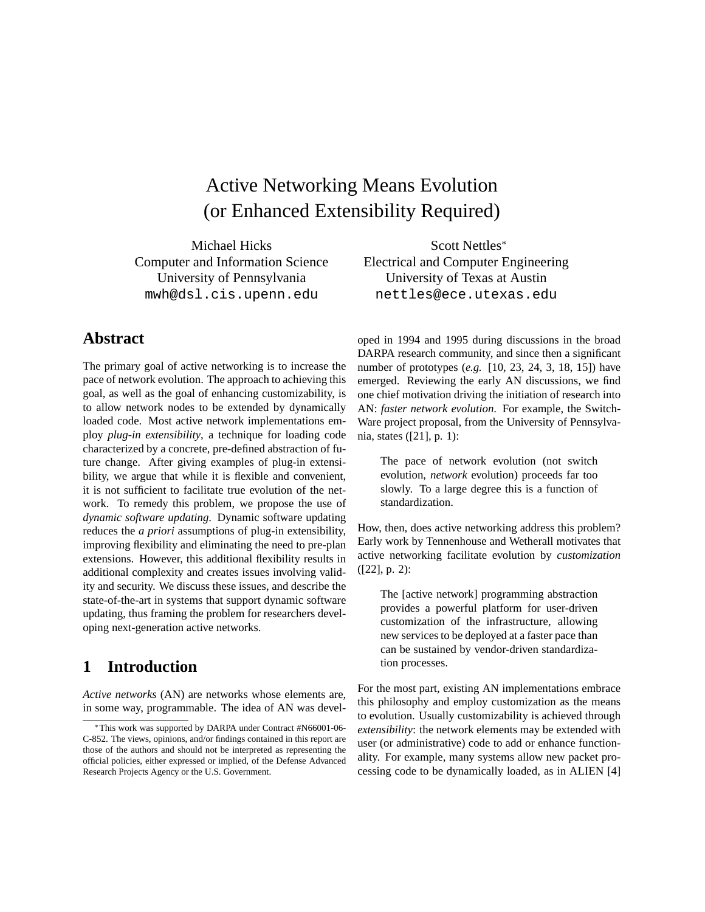# Active Networking Means Evolution (or Enhanced Extensibility Required)

Michael Hicks
Computer and Information Science
University of Pennsylvania
mwh@dsl.cis.upenn.edu

Scott Nettles*
Electrical and Computer Engineering
University of Texas at Austin
nettles@ece.utexas.edu

## Abstract

The primary goal of active networking is to increase the pace of network evolution. The approach to achieving this goal, as well as the goal of enhancing customizability, is to allow network nodes to be extended by dynamically loaded code. Most active network implementations employ *plug-in extensibility*, a technique for loading code characterized by a concrete, pre-defined abstraction of future change. After giving examples of plug-in extensibility, we argue that while it is flexible and convenient, it is not sufficient to facilitate true evolution of the network. To remedy this problem, we propose the use of *dynamic software updating*. Dynamic software updating reduces the *a priori* assumptions of plug-in extensibility, improving flexibility and eliminating the need to pre-plan extensions. However, this additional flexibility results in additional complexity and creates issues involving validity and security. We discuss these issues, and describe the state-of-the-art in systems that support dynamic software updating, thus framing the problem for researchers developing next-generation active networks.

## 1 Introduction

*Active networks* (AN) are networks whose elements are, in some way, programmable. The idea of AN was developed in 1994 and 1995 during discussions in the broad DARPA research community, and since then a significant number of prototypes (*e.g.* [10, 23, 24, 3, 18, 15]) have emerged. Reviewing the early AN discussions, we find one chief motivation driving the initiation of research into AN: *faster network evolution*. For example, the SwitchWare project proposal, from the University of Pennsylvania, states ([21], p. 1):

> The pace of network evolution (not switch evolution, *network* evolution) proceeds far too slowly. To a large degree this is a function of standardization.

How, then, does active networking address this problem? Early work by Tennenhouse and Wetherall motivates that active networking facilitate evolution by *customization* ([22], p. 2):

> The [active network] programming abstraction provides a powerful platform for user-driven customization of the infrastructure, allowing new services to be deployed at a faster pace than can be sustained by vendor-driven standardization processes.

For the most part, existing AN implementations embrace this philosophy and employ customization as the means to evolution. Usually customizability is achieved through *extensibility*: the network elements may be extended with user (or administrative) code to add or enhance functionality. For example, many systems allow new packet processing code to be dynamically loaded, as in ALIEN [4]

*This work was supported by DARPA under Contract #N66001-06-C-852. The views, opinions, and/or findings contained in this report are those of the authors and should not be interpreted as representing the official policies, either expressed or implied, of the Defense Advanced Research Projects Agency or the U.S. Government.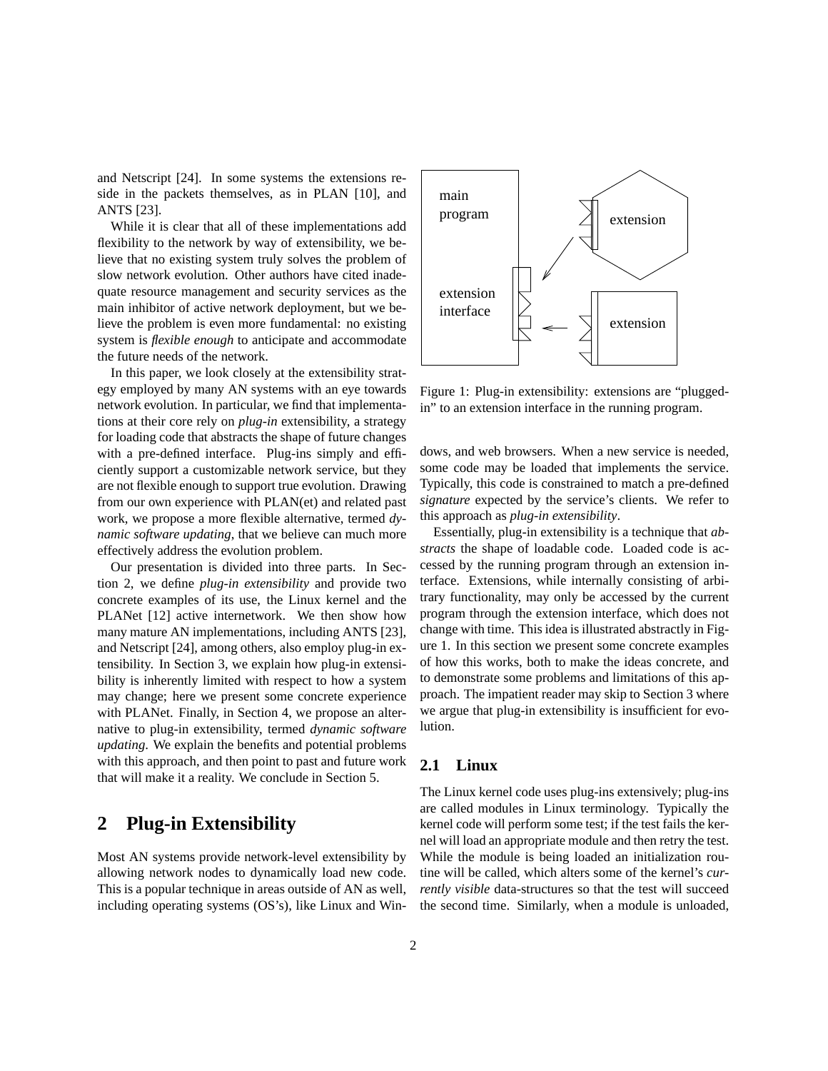and Netscript [24]. In some systems the extensions reside in the packets themselves, as in PLAN [10], and ANTS [23].

While it is clear that all of these implementations add flexibility to the network by way of extensibility, we believe that no existing system truly solves the problem of slow network evolution. Other authors have cited inadequate resource management and security services as the main inhibitor of active network deployment, but we believe the problem is even more fundamental: no existing system is *flexible enough* to anticipate and accommodate the future needs of the network.

In this paper, we look closely at the extensibility strategy employed by many AN systems with an eye towards network evolution. In particular, we find that implementations at their core rely on *plug-in* extensibility, a strategy for loading code that abstracts the shape of future changes with a pre-defined interface. Plug-ins simply and efficiently support a customizable network service, but they are not flexible enough to support true evolution. Drawing from our own experience with PLAN(et) and related past work, we propose a more flexible alternative, termed *dynamic software updating*, that we believe can much more effectively address the evolution problem.

Our presentation is divided into three parts. In Section 2, we define *plug-in extensibility* and provide two concrete examples of its use, the Linux kernel and the PLANet [12] active internetwork. We then show how many mature AN implementations, including ANTS [23], and Netscript [24], among others, also employ plug-in extensibility. In Section 3, we explain how plug-in extensibility is inherently limited with respect to how a system may change; here we present some concrete experience with PLANet. Finally, in Section 4, we propose an alternative to plug-in extensibility, termed *dynamic software updating*. We explain the benefits and potential problems with this approach, and then point to past and future work that will make it a reality. We conclude in Section 5.

## 2 Plug-in Extensibility

Most AN systems provide network-level extensibility by allowing network nodes to dynamically load new code. This is a popular technique in areas outside of AN as well, including operating systems (OS's), like Linux and Windows, and web browsers. When a new service is needed, some code may be loaded that implements the service. Typically, this code is constrained to match a pre-defined *signature* expected by the service's clients. We refer to this approach as *plug-in extensibility*.

Figure 1: Plug-in extensibility: extensions are "plugged-in" to an extension interface in the running program.

Essentially, plug-in extensibility is a technique that *abstracts* the shape of loadable code. Loaded code is accessed by the running program through an extension interface. Extensions, while internally consisting of arbitrary functionality, may only be accessed by the current program through the extension interface, which does not change with time. This idea is illustrated abstractly in Figure 1. In this section we present some concrete examples of how this works, both to make the ideas concrete, and to demonstrate some problems and limitations of this approach. The impatient reader may skip to Section 3 where we argue that plug-in extensibility is insufficient for evolution.

### 2.1 Linux

The Linux kernel code uses plug-ins extensively; plug-ins are called modules in Linux terminology. Typically the kernel code will perform some test; if the test fails the kernel will load an appropriate module and then retry the test. While the module is being loaded an initialization routine will be called, which alters some of the kernel's *currently visible* data-structures so that the test will succeed the second time. Similarly, when a module is unloaded,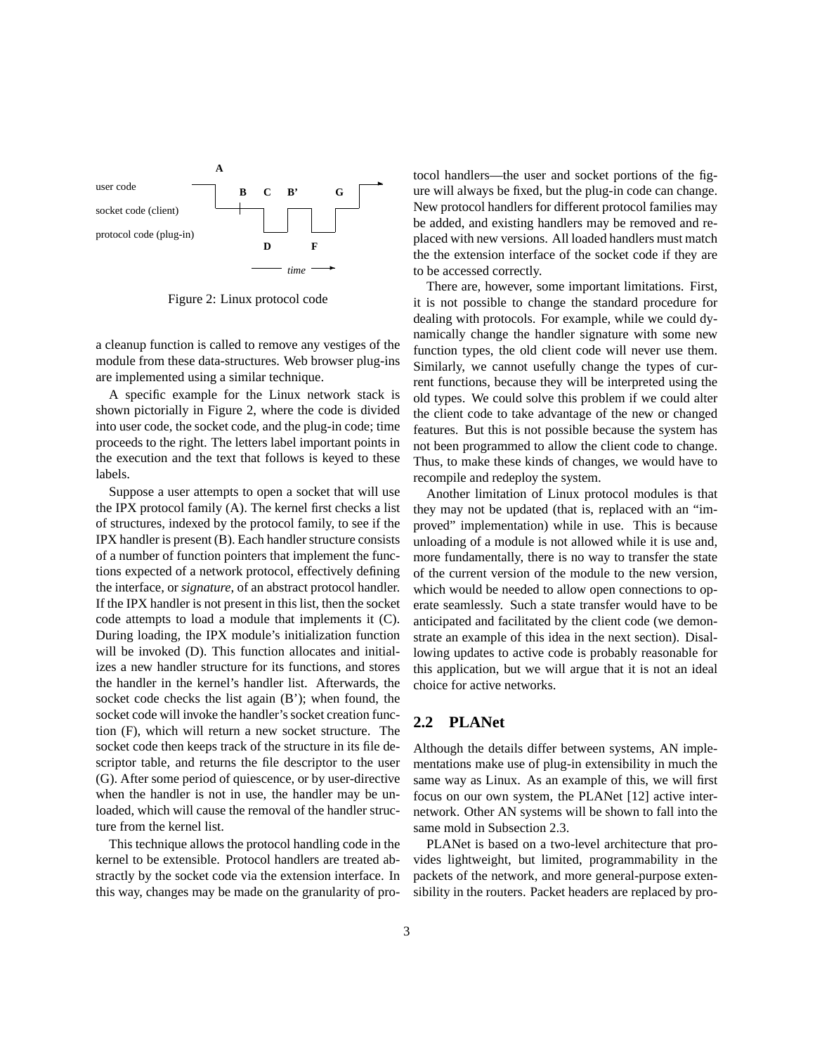user code

socket code (client)

protocol code (plug-in)

A

B C B' G

D F

time

Figure 2: Linux protocol code

a cleanup function is called to remove any vestiges of the module from these data-structures. Web browser plug-ins are implemented using a similar technique.

A specific example for the Linux network stack is shown pictorially in Figure 2, where the code is divided into user code, the socket code, and the plug-in code; time proceeds to the right. The letters label important points in the execution and the text that follows is keyed to these labels.

Suppose a user attempts to open a socket that will use the IPX protocol family (A). The kernel first checks a list of structures, indexed by the protocol family, to see if the IPX handler is present (B). Each handler structure consists of a number of function pointers that implement the functions expected of a network protocol, effectively defining the interface, or *signature*, of an abstract protocol handler. If the IPX handler is not present in this list, then the socket code attempts to load a module that implements it (C). During loading, the IPX module's initialization function will be invoked (D). This function allocates and initializes a new handler structure for its functions, and stores the handler in the kernel's handler list. Afterwards, the socket code checks the list again (B'); when found, the socket code will invoke the handler's socket creation function (F), which will return a new socket structure. The socket code then keeps track of the structure in its file descriptor table, and returns the file descriptor to the user (G). After some period of quiescence, or by user-directive when the handler is not in use, the handler may be unloaded, which will cause the removal of the handler structure from the kernel list.

This technique allows the protocol handling code in the kernel to be extensible. Protocol handlers are treated abstractly by the socket code via the extension interface. In this way, changes may be made on the granularity of protocol handlers—the user and socket portions of the figure will always be fixed, but the plug-in code can change. New protocol handlers for different protocol families may be added, and existing handlers may be removed and replaced with new versions. All loaded handlers must match the the extension interface of the socket code if they are to be accessed correctly.

There are, however, some important limitations. First, it is not possible to change the standard procedure for dealing with protocols. For example, while we could dynamically change the handler signature with some new function types, the old client code will never use them. Similarly, we cannot usefully change the types of current functions, because they will be interpreted using the old types. We could solve this problem if we could alter the client code to take advantage of the new or changed features. But this is not possible because the system has not been programmed to allow the client code to change. Thus, to make these kinds of changes, we would have to recompile and redeploy the system.

Another limitation of Linux protocol modules is that they may not be updated (that is, replaced with an "improved" implementation) while in use. This is because unloading of a module is not allowed while it is use and, more fundamentally, there is no way to transfer the state of the current version of the module to the new version, which would be needed to allow open connections to operate seamlessly. Such a state transfer would have to be anticipated and facilitated by the client code (we demonstrate an example of this idea in the next section). Disallowing updates to active code is probably reasonable for this application, but we will argue that it is not an ideal choice for active networks.

## 2.2 PLANet

Although the details differ between systems, AN implementations make use of plug-in extensibility in much the same way as Linux. As an example of this, we will first focus on our own system, the PLANet [12] active internetwork. Other AN systems will be shown to fall into the same mold in Subsection 2.3.

PLANet is based on a two-level architecture that provides lightweight, but limited, programmability in the packets of the network, and more general-purpose extensibility in the routers. Packet headers are replaced by pro-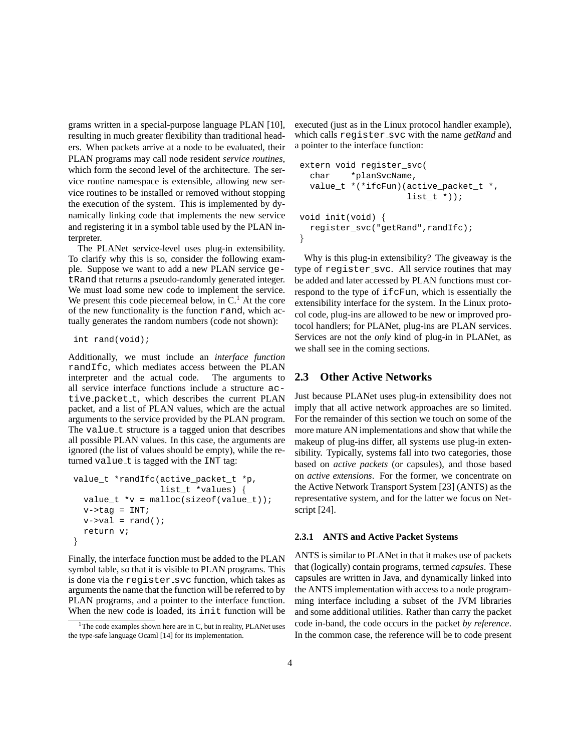grams written in a special-purpose language PLAN [10], resulting in much greater flexibility than traditional headers. When packets arrive at a node to be evaluated, their PLAN programs may call node resident *service routines*, which form the second level of the architecture. The service routine namespace is extensible, allowing new service routines to be installed or removed without stopping the execution of the system. This is implemented by dynamically linking code that implements the new service and registering it in a symbol table used by the PLAN interpreter.

The PLANet service-level uses plug-in extensibility. To clarify why this is so, consider the following example. Suppose we want to add a new PLAN service getRand that returns a pseudo-randomly generated integer. We must load some new code to implement the service. We present this code piecemeal below, in C.[1] At the core of the new functionality is the function rand, which actually generates the random numbers (code not shown):

```
int rand(void);
```

Additionally, we must include an *interface function* randIfc, which mediates access between the PLAN interpreter and the actual code. The arguments to all service interface functions include a structure active_packet_t, which describes the current PLAN packet, and a list of PLAN values, which are the actual arguments to the service provided by the PLAN program. The value_t structure is a tagged union that describes all possible PLAN values. In this case, the arguments are ignored (the list of values should be empty), while the returned value_t is tagged with the INT tag:

```
value_t *randIfc(active_packet_t *p,
                 list_t *values) {
  value_t *v = malloc(sizeof(value_t));
  v->tag = INT;
  v->val = rand();
  return v;
}
```

Finally, the interface function must be added to the PLAN symbol table, so that it is visible to PLAN programs. This is done via the register_svc function, which takes as arguments the name that the function will be referred to by PLAN programs, and a pointer to the interface function. When the new code is loaded, its init function will be executed (just as in the Linux protocol handler example), which calls register_svc with the name *getRand* and a pointer to the interface function:

```
extern void register_svc(
  char    *planSvcName,
  value_t *(*ifcFun)(active_packet_t *,
                     list_t *));

void init(void) {
  register_svc("getRand",randIfc);
}
```

Why is this plug-in extensibility? The giveaway is the type of register_svc. All service routines that may be added and later accessed by PLAN functions must correspond to the type of ifcFun, which is essentially the extensibility interface for the system. In the Linux protocol code, plug-ins are allowed to be new or improved protocol handlers; for PLANet, plug-ins are PLAN services. Services are not the *only* kind of plug-in in PLANet, as we shall see in the coming sections.

## 2.3 Other Active Networks

Just because PLANet uses plug-in extensibility does not imply that all active network approaches are so limited. For the remainder of this section we touch on some of the more mature AN implementations and show that while the makeup of plug-ins differ, all systems use plug-in extensibility. Typically, systems fall into two categories, those based on *active packets* (or capsules), and those based on *active extensions*. For the former, we concentrate on the Active Network Transport System [23] (ANTS) as the representative system, and for the latter we focus on Netscript [24].

### 2.3.1 ANTS and Active Packet Systems

ANTS is similar to PLANet in that it makes use of packets that (logically) contain programs, termed *capsules*. These capsules are written in Java, and dynamically linked into the ANTS implementation with access to a node programming interface including a subset of the JVM libraries and some additional utilities. Rather than carry the packet code in-band, the code occurs in the packet *by reference*. In the common case, the reference will be to code present

[1] The code examples shown here are in C, but in reality, PLANet uses the type-safe language Ocaml [14] for its implementation.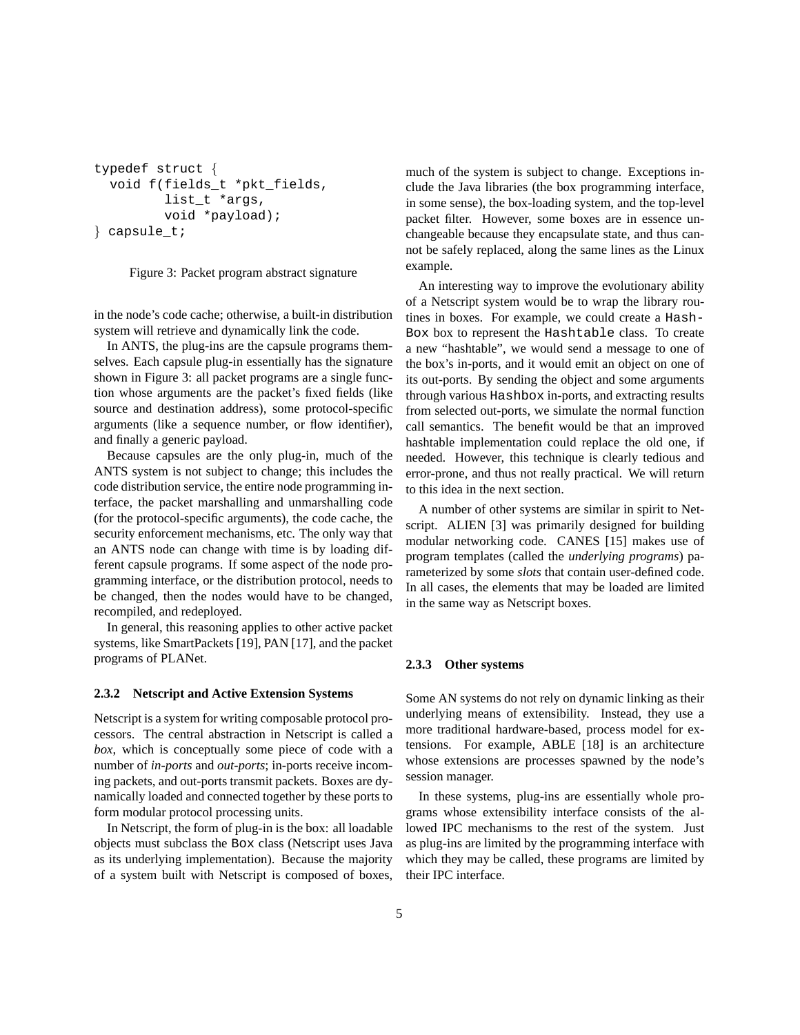```
typedef struct {
  void f(fields_t *pkt_fields,
         list_t *args,
         void *payload);
} capsule_t;
```

Figure 3: Packet program abstract signature

in the node's code cache; otherwise, a built-in distribution system will retrieve and dynamically link the code.

In ANTS, the plug-ins are the capsule programs themselves. Each capsule plug-in essentially has the signature shown in Figure 3: all packet programs are a single function whose arguments are the packet's fixed fields (like source and destination address), some protocol-specific arguments (like a sequence number, or flow identifier), and finally a generic payload.

Because capsules are the only plug-in, much of the ANTS system is not subject to change; this includes the code distribution service, the entire node programming interface, the packet marshalling and unmarshalling code (for the protocol-specific arguments), the code cache, the security enforcement mechanisms, etc. The only way that an ANTS node can change with time is by loading different capsule programs. If some aspect of the node programming interface, or the distribution protocol, needs to be changed, then the nodes would have to be changed, recompiled, and redeployed.

In general, this reasoning applies to other active packet systems, like SmartPackets [19], PAN [17], and the packet programs of PLANet.

### 2.3.2 Netscript and Active Extension Systems

Netscript is a system for writing composable protocol processors. The central abstraction in Netscript is called a *box*, which is conceptually some piece of code with a number of *in-ports* and *out-ports*; in-ports receive incoming packets, and out-ports transmit packets. Boxes are dynamically loaded and connected together by these ports to form modular protocol processing units.

In Netscript, the form of plug-in is the box: all loadable objects must subclass the `Box` class (Netscript uses Java as its underlying implementation). Because the majority of a system built with Netscript is composed of boxes, much of the system is subject to change. Exceptions include the Java libraries (the box programming interface, in some sense), the box-loading system, and the top-level packet filter. However, some boxes are in essence unchangeable because they encapsulate state, and thus cannot be safely replaced, along the same lines as the Linux example.

An interesting way to improve the evolutionary ability of a Netscript system would be to wrap the library routines in boxes. For example, we could create a `HashBox` box to represent the `Hashtable` class. To create a new "hashtable", we would send a message to one of the box's in-ports, and it would emit an object on one of its out-ports. By sending the object and some arguments through various `Hashbox` in-ports, and extracting results from selected out-ports, we simulate the normal function call semantics. The benefit would be that an improved hashtable implementation could replace the old one, if needed. However, this technique is clearly tedious and error-prone, and thus not really practical. We will return to this idea in the next section.

A number of other systems are similar in spirit to Netscript. ALIEN [3] was primarily designed for building modular networking code. CANES [15] makes use of program templates (called the *underlying programs*) parameterized by some *slots* that contain user-defined code. In all cases, the elements that may be loaded are limited in the same way as Netscript boxes.

### 2.3.3 Other systems

Some AN systems do not rely on dynamic linking as their underlying means of extensibility. Instead, they use a more traditional hardware-based, process model for extensions. For example, ABLE [18] is an architecture whose extensions are processes spawned by the node's session manager.

In these systems, plug-ins are essentially whole programs whose extensibility interface consists of the allowed IPC mechanisms to the rest of the system. Just as plug-ins are limited by the programming interface with which they may be called, these programs are limited by their IPC interface.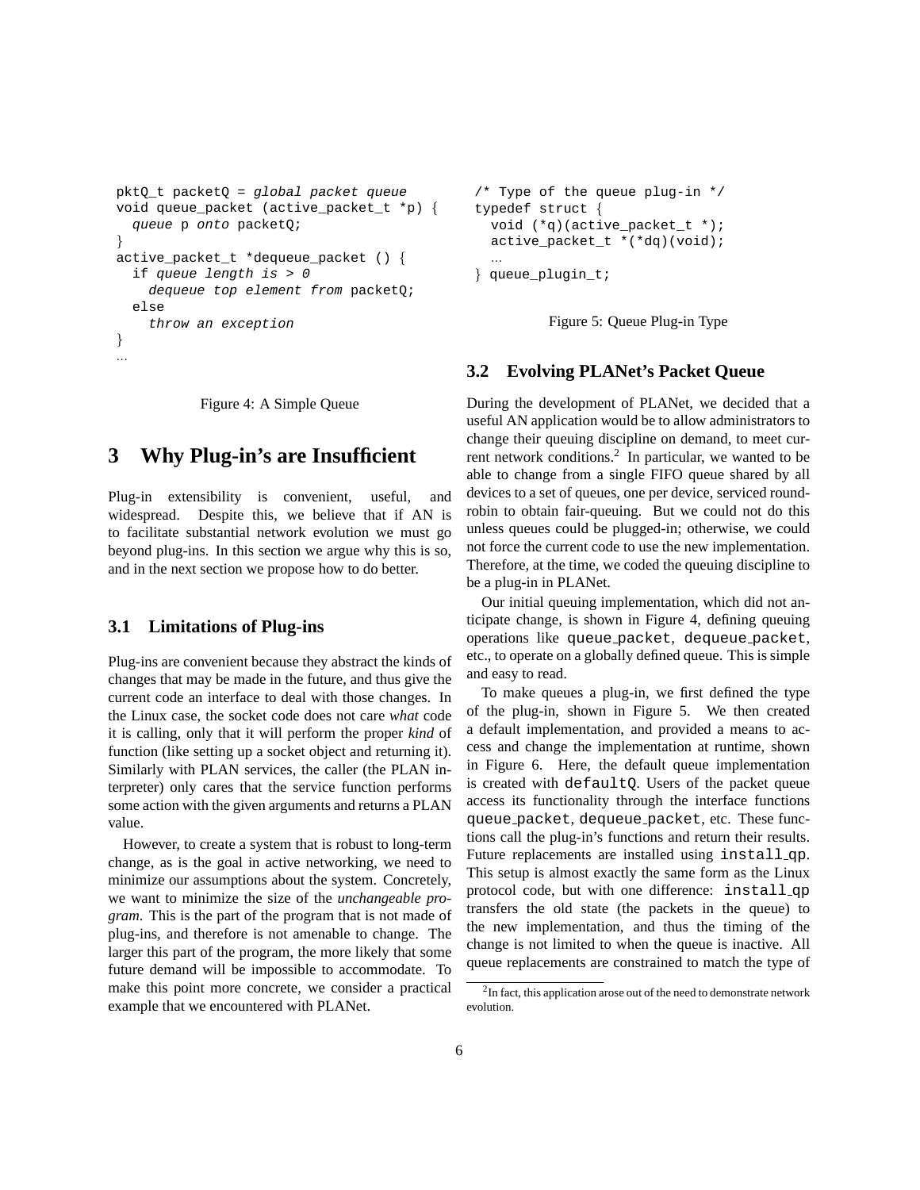```
pktQ_t packetQ = global packet queue
void queue_packet (active_packet_t *p) {
  queue p onto packetQ;
}
active_packet_t *dequeue_packet () {
  if queue length is > 0
    dequeue top element from packetQ;
  else
    throw an exception
}
...
```

Figure 4: A Simple Queue

# 3 Why Plug-in's are Insufficient

Plug-in extensibility is convenient, useful, and widespread. Despite this, we believe that if AN is to facilitate substantial network evolution we must go beyond plug-ins. In this section we argue why this is so, and in the next section we propose how to do better.

## 3.1 Limitations of Plug-ins

Plug-ins are convenient because they abstract the kinds of changes that may be made in the future, and thus give the current code an interface to deal with those changes. In the Linux case, the socket code does not care *what* code it is calling, only that it will perform the proper *kind* of function (like setting up a socket object and returning it). Similarly with PLAN services, the caller (the PLAN interpreter) only cares that the service function performs some action with the given arguments and returns a PLAN value.

However, to create a system that is robust to long-term change, as is the goal in active networking, we need to minimize our assumptions about the system. Concretely, we want to minimize the size of the *unchangeable program*. This is the part of the program that is not made of plug-ins, and therefore is not amenable to change. The larger this part of the program, the more likely that some future demand will be impossible to accommodate. To make this point more concrete, we consider a practical example that we encountered with PLANet.

```
/* Type of the queue plug-in */
typedef struct {
  void (*q)(active_packet_t *);
  active_packet_t *(*dq)(void);
  ...
} queue_plugin_t;
```

Figure 5: Queue Plug-in Type

## 3.2 Evolving PLANet's Packet Queue

During the development of PLANet, we decided that a useful AN application would be to allow administrators to change their queuing discipline on demand, to meet current network conditions.[2] In particular, we wanted to be able to change from a single FIFO queue shared by all devices to a set of queues, one per device, serviced round-robin to obtain fair-queuing. But we could not do this unless queues could be plugged-in; otherwise, we could not force the current code to use the new implementation. Therefore, at the time, we coded the queuing discipline to be a plug-in in PLANet.

Our initial queuing implementation, which did not anticipate change, is shown in Figure 4, defining queuing operations like `queue_packet`, `dequeue_packet`, etc., to operate on a globally defined queue. This is simple and easy to read.

To make queues a plug-in, we first defined the type of the plug-in, shown in Figure 5. We then created a default implementation, and provided a means to access and change the implementation at runtime, shown in Figure 6. Here, the default queue implementation is created with `defaultQ`. Users of the packet queue access its functionality through the interface functions `queue_packet`, `dequeue_packet`, etc. These functions call the plug-in's functions and return their results. Future replacements are installed using `install_qp`. This setup is almost exactly the same form as the Linux protocol code, but with one difference: `install_qp` transfers the old state (the packets in the queue) to the new implementation, and thus the timing of the change is not limited to when the queue is inactive. All queue replacements are constrained to match the type of

[2] In fact, this application arose out of the need to demonstrate network evolution.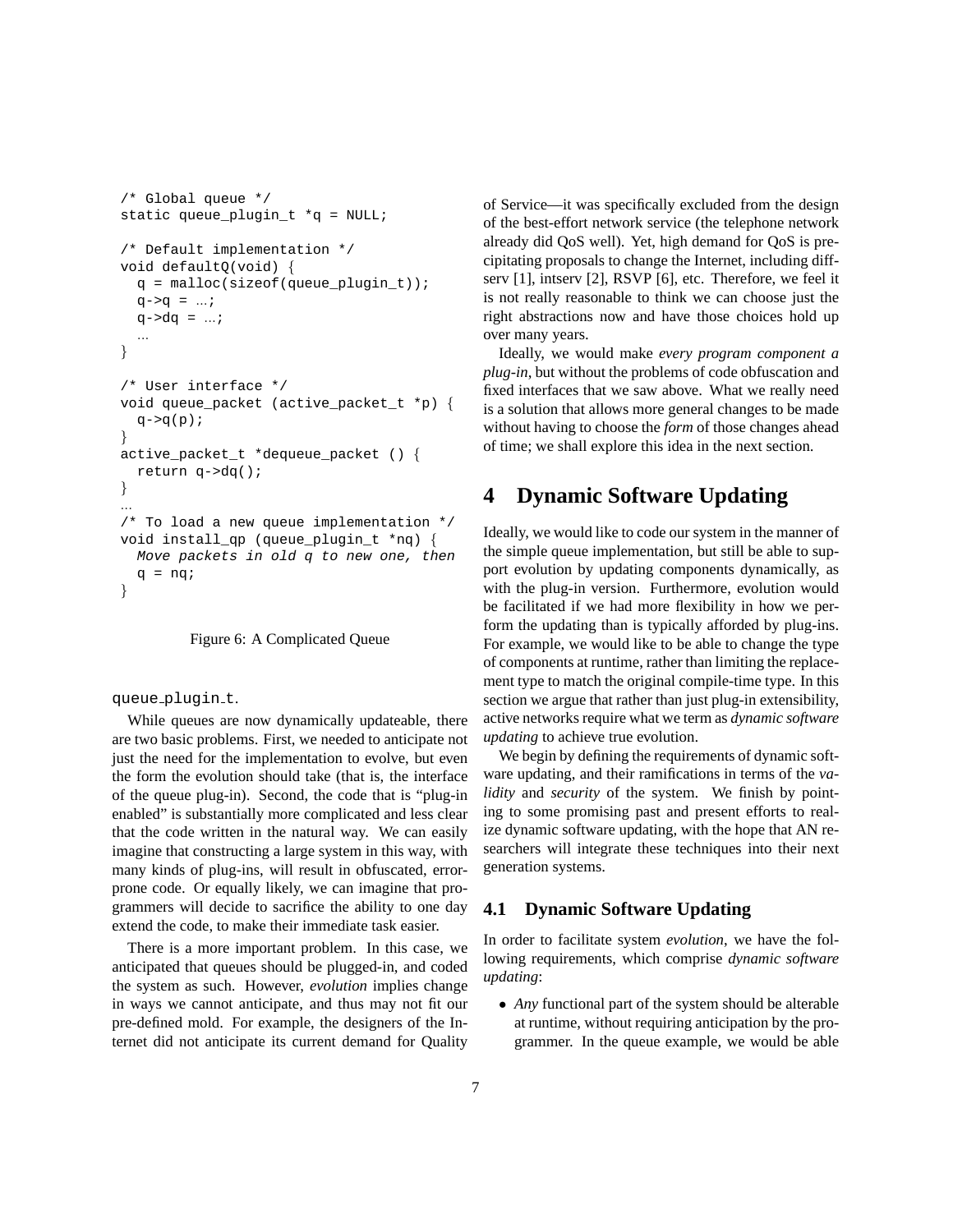```
/* Global queue */
static queue_plugin_t *q = NULL;

/* Default implementation */
void defaultQ(void) {
  q = malloc(sizeof(queue_plugin_t));
  q->q = ...;
  q->dq = ...;
  ...
}

/* User interface */
void queue_packet (active_packet_t *p) {
  q->q(p);
}
active_packet_t *dequeue_packet () {
  return q->dq();
}
...
/* To load a new queue implementation */
void install_qp (queue_plugin_t *nq) {
  Move packets in old q to new one, then
  q = nq;
}
```

Figure 6: A Complicated Queue

queue_plugin_t.

While queues are now dynamically updateable, there are two basic problems. First, we needed to anticipate not just the need for the implementation to evolve, but even the form the evolution should take (that is, the interface of the queue plug-in). Second, the code that is "plug-in enabled" is substantially more complicated and less clear that the code written in the natural way. We can easily imagine that constructing a large system in this way, with many kinds of plug-ins, will result in obfuscated, error-prone code. Or equally likely, we can imagine that programmers will decide to sacrifice the ability to one day extend the code, to make their immediate task easier.

There is a more important problem. In this case, we anticipated that queues should be plugged-in, and coded the system as such. However, *evolution* implies change in ways we cannot anticipate, and thus may not fit our pre-defined mold. For example, the designers of the Internet did not anticipate its current demand for Quality of Service—it was specifically excluded from the design of the best-effort network service (the telephone network already did QoS well). Yet, high demand for QoS is precipitating proposals to change the Internet, including diff-serv [1], intserv [2], RSVP [6], etc. Therefore, we feel it is not really reasonable to think we can choose just the right abstractions now and have those choices hold up over many years.

Ideally, we would make *every program component a plug-in*, but without the problems of code obfuscation and fixed interfaces that we saw above. What we really need is a solution that allows more general changes to be made without having to choose the *form* of those changes ahead of time; we shall explore this idea in the next section.

# 4 Dynamic Software Updating

Ideally, we would like to code our system in the manner of the simple queue implementation, but still be able to support evolution by updating components dynamically, as with the plug-in version. Furthermore, evolution would be facilitated if we had more flexibility in how we perform the updating than is typically afforded by plug-ins. For example, we would like to be able to change the type of components at runtime, rather than limiting the replacement type to match the original compile-time type. In this section we argue that rather than just plug-in extensibility, active networks require what we term as *dynamic software updating* to achieve true evolution.

We begin by defining the requirements of dynamic software updating, and their ramifications in terms of the *validity* and *security* of the system. We finish by pointing to some promising past and present efforts to realize dynamic software updating, with the hope that AN researchers will integrate these techniques into their next generation systems.

## 4.1 Dynamic Software Updating

In order to facilitate system *evolution*, we have the following requirements, which comprise *dynamic software updating*:

- *Any* functional part of the system should be alterable at runtime, without requiring anticipation by the programmer. In the queue example, we would be able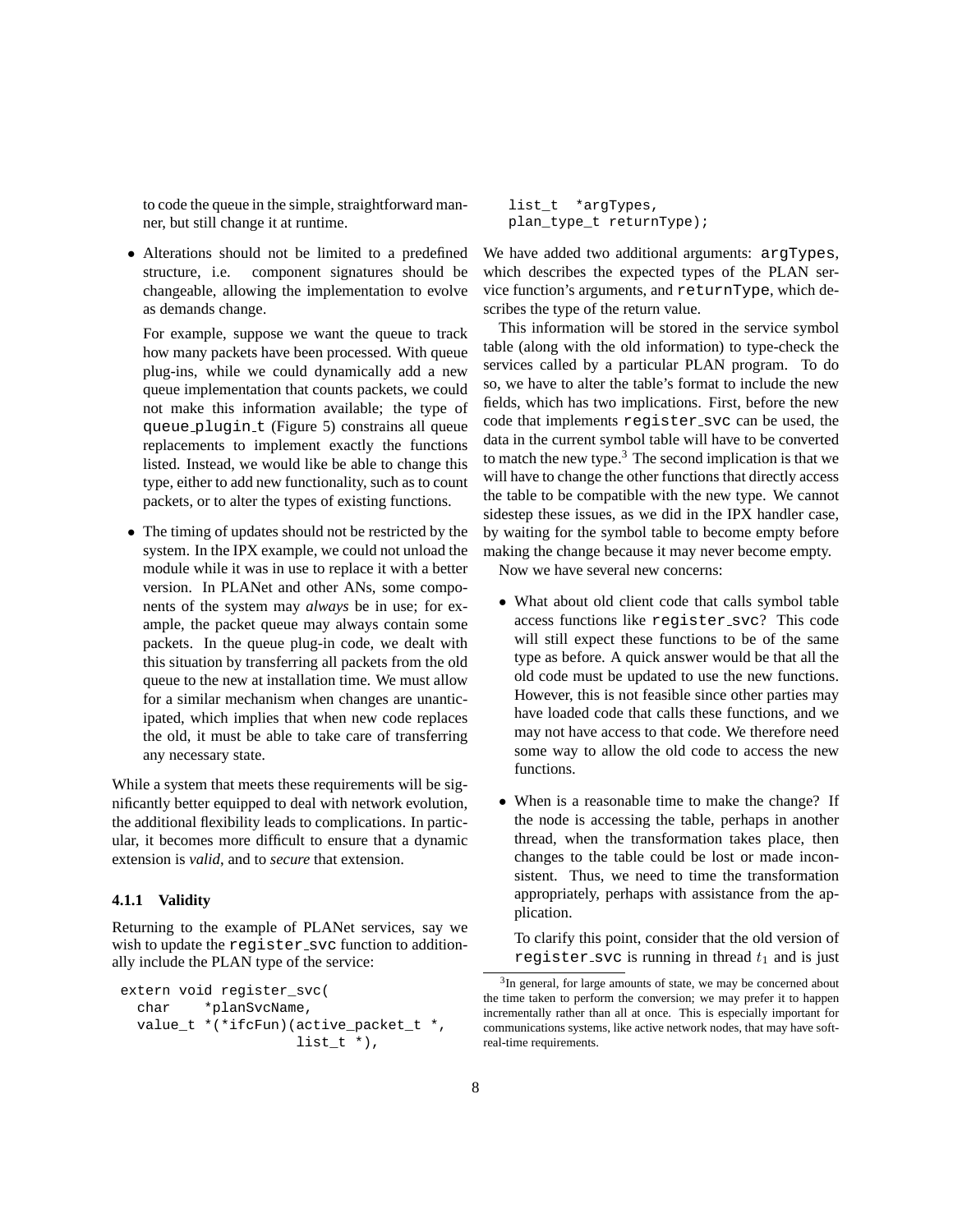to code the queue in the simple, straightforward manner, but still change it at runtime.

- Alterations should not be limited to a predefined structure, i.e. component signatures should be changeable, allowing the implementation to evolve as demands change.

  For example, suppose we want the queue to track how many packets have been processed. With queue plug-ins, while we could dynamically add a new queue implementation that counts packets, we could not make this information available; the type of `queue_plugin_t` (Figure 5) constrains all queue replacements to implement exactly the functions listed. Instead, we would like be able to change this type, either to add new functionality, such as to count packets, or to alter the types of existing functions.

- The timing of updates should not be restricted by the system. In the IPX example, we could not unload the module while it was in use to replace it with a better version. In PLANet and other ANs, some components of the system may *always* be in use; for example, the packet queue may always contain some packets. In the queue plug-in code, we dealt with this situation by transferring all packets from the old queue to the new at installation time. We must allow for a similar mechanism when changes are unanticipated, which implies that when new code replaces the old, it must be able to take care of transferring any necessary state.

While a system that meets these requirements will be significantly better equipped to deal with network evolution, the additional flexibility leads to complications. In particular, it becomes more difficult to ensure that a dynamic extension is *valid*, and to *secure* that extension.

#### 4.1.1 Validity

Returning to the example of PLANet services, say we wish to update the `register_svc` function to additionally include the PLAN type of the service:

```
extern void register_svc(
  char    *planSvcName,
  value_t *(*ifcFun)(active_packet_t *,
                     list_t *),
  list_t  *argTypes,
  plan_type_t returnType);
```

We have added two additional arguments: `argTypes`, which describes the expected types of the PLAN service function's arguments, and `returnType`, which describes the type of the return value.

This information will be stored in the service symbol table (along with the old information) to type-check the services called by a particular PLAN program. To do so, we have to alter the table's format to include the new fields, which has two implications. First, before the new code that implements `register_svc` can be used, the data in the current symbol table will have to be converted to match the new type.[3] The second implication is that we will have to change the other functions that directly access the table to be compatible with the new type. We cannot sidestep these issues, as we did in the IPX handler case, by waiting for the symbol table to become empty before making the change because it may never become empty.

Now we have several new concerns:

- What about old client code that calls symbol table access functions like `register_svc`? This code will still expect these functions to be of the same type as before. A quick answer would be that all the old code must be updated to use the new functions. However, this is not feasible since other parties may have loaded code that calls these functions, and we may not have access to that code. We therefore need some way to allow the old code to access the new functions.

- When is a reasonable time to make the change? If the node is accessing the table, perhaps in another thread, when the transformation takes place, then changes to the table could be lost or made inconsistent. Thus, we need to time the transformation appropriately, perhaps with assistance from the application.

  To clarify this point, consider that the old version of `register_svc` is running in thread $t_1$ and is just

[3] In general, for large amounts of state, we may be concerned about the time taken to perform the conversion; we may prefer it to happen incrementally rather than all at once. This is especially important for communications systems, like active network nodes, that may have soft-real-time requirements.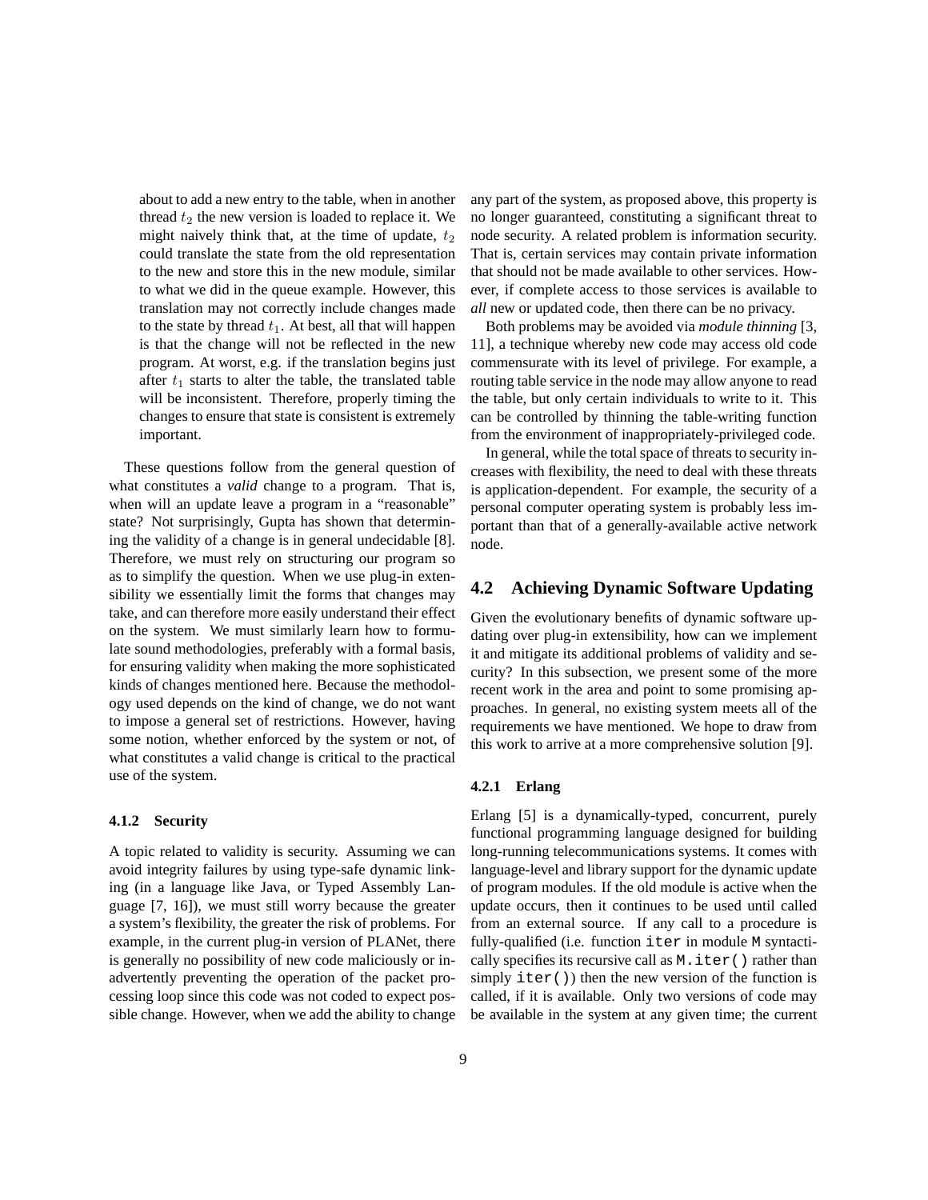about to add a new entry to the table, when in another thread $t_2$ the new version is loaded to replace it. We might naively think that, at the time of update, $t_2$ could translate the state from the old representation to the new and store this in the new module, similar to what we did in the queue example. However, this translation may not correctly include changes made to the state by thread $t_1$. At best, all that will happen is that the change will not be reflected in the new program. At worst, e.g. if the translation begins just after $t_1$ starts to alter the table, the translated table will be inconsistent. Therefore, properly timing the changes to ensure that state is consistent is extremely important.

These questions follow from the general question of what constitutes a *valid* change to a program. That is, when will an update leave a program in a "reasonable" state? Not surprisingly, Gupta has shown that determining the validity of a change is in general undecidable [8]. Therefore, we must rely on structuring our program so as to simplify the question. When we use plug-in extensibility we essentially limit the forms that changes may take, and can therefore more easily understand their effect on the system. We must similarly learn how to formulate sound methodologies, preferably with a formal basis, for ensuring validity when making the more sophisticated kinds of changes mentioned here. Because the methodology used depends on the kind of change, we do not want to impose a general set of restrictions. However, having some notion, whether enforced by the system or not, of what constitutes a valid change is critical to the practical use of the system.

#### 4.1.2 Security

A topic related to validity is security. Assuming we can avoid integrity failures by using type-safe dynamic linking (in a language like Java, or Typed Assembly Language [7, 16]), we must still worry because the greater a system's flexibility, the greater the risk of problems. For example, in the current plug-in version of PLANet, there is generally no possibility of new code maliciously or inadvertently preventing the operation of the packet processing loop since this code was not coded to expect possible change. However, when we add the ability to change any part of the system, as proposed above, this property is no longer guaranteed, constituting a significant threat to node security. A related problem is information security. That is, certain services may contain private information that should not be made available to other services. However, if complete access to those services is available to *all* new or updated code, then there can be no privacy.

Both problems may be avoided via *module thinning* [3, 11], a technique whereby new code may access old code commensurate with its level of privilege. For example, a routing table service in the node may allow anyone to read the table, but only certain individuals to write to it. This can be controlled by thinning the table-writing function from the environment of inappropriately-privileged code.

In general, while the total space of threats to security increases with flexibility, the need to deal with these threats is application-dependent. For example, the security of a personal computer operating system is probably less important than that of a generally-available active network node.

### 4.2 Achieving Dynamic Software Updating

Given the evolutionary benefits of dynamic software updating over plug-in extensibility, how can we implement it and mitigate its additional problems of validity and security? In this subsection, we present some of the more recent work in the area and point to some promising approaches. In general, no existing system meets all of the requirements we have mentioned. We hope to draw from this work to arrive at a more comprehensive solution [9].

#### 4.2.1 Erlang

Erlang [5] is a dynamically-typed, concurrent, purely functional programming language designed for building long-running telecommunications systems. It comes with language-level and library support for the dynamic update of program modules. If the old module is active when the update occurs, then it continues to be used until called from an external source. If any call to a procedure is fully-qualified (i.e. function `iter` in module `M` syntactically specifies its recursive call as `M.iter()` rather than simply `iter()`) then the new version of the function is called, if it is available. Only two versions of code may be available in the system at any given time; the current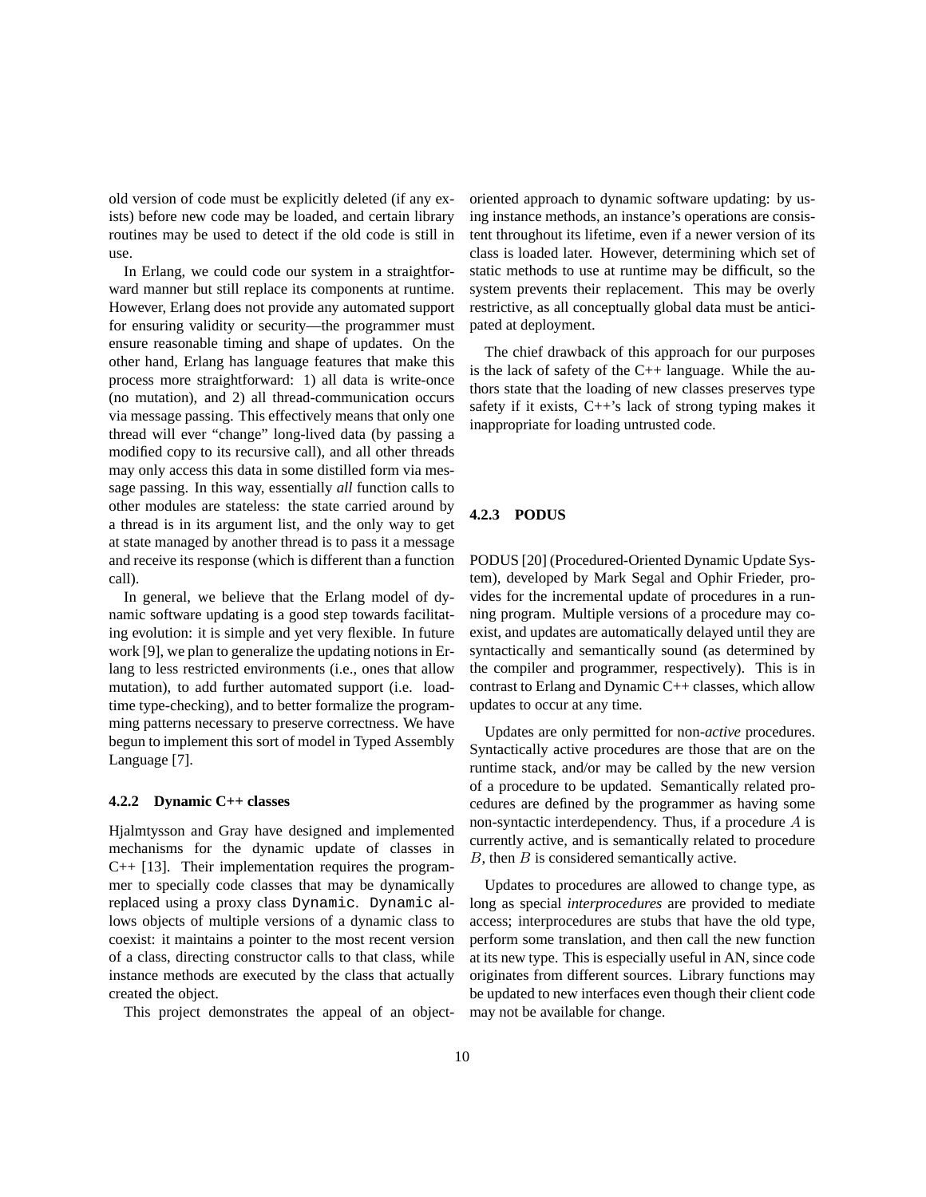old version of code must be explicitly deleted (if any exists) before new code may be loaded, and certain library routines may be used to detect if the old code is still in use.

In Erlang, we could code our system in a straightforward manner but still replace its components at runtime. However, Erlang does not provide any automated support for ensuring validity or security—the programmer must ensure reasonable timing and shape of updates. On the other hand, Erlang has language features that make this process more straightforward: 1) all data is write-once (no mutation), and 2) all thread-communication occurs via message passing. This effectively means that only one thread will ever "change" long-lived data (by passing a modified copy to its recursive call), and all other threads may only access this data in some distilled form via message passing. In this way, essentially *all* function calls to other modules are stateless: the state carried around by a thread is in its argument list, and the only way to get at state managed by another thread is to pass it a message and receive its response (which is different than a function call).

In general, we believe that the Erlang model of dynamic software updating is a good step towards facilitating evolution: it is simple and yet very flexible. In future work [9], we plan to generalize the updating notions in Erlang to less restricted environments (i.e., ones that allow mutation), to add further automated support (i.e. load-time type-checking), and to better formalize the programming patterns necessary to preserve correctness. We have begun to implement this sort of model in Typed Assembly Language [7].

#### 4.2.2 Dynamic C++ classes

Hjalmtysson and Gray have designed and implemented mechanisms for the dynamic update of classes in C++ [13]. Their implementation requires the programmer to specially code classes that may be dynamically replaced using a proxy class `Dynamic`. `Dynamic` allows objects of multiple versions of a dynamic class to coexist: it maintains a pointer to the most recent version of a class, directing constructor calls to that class, while instance methods are executed by the class that actually created the object.

This project demonstrates the appeal of an object-oriented approach to dynamic software updating: by using instance methods, an instance's operations are consistent throughout its lifetime, even if a newer version of its class is loaded later. However, determining which set of static methods to use at runtime may be difficult, so the system prevents their replacement. This may be overly restrictive, as all conceptually global data must be anticipated at deployment.

The chief drawback of this approach for our purposes is the lack of safety of the C++ language. While the authors state that the loading of new classes preserves type safety if it exists, C++'s lack of strong typing makes it inappropriate for loading untrusted code.

#### 4.2.3 PODUS

PODUS [20] (Procedured-Oriented Dynamic Update System), developed by Mark Segal and Ophir Frieder, provides for the incremental update of procedures in a running program. Multiple versions of a procedure may coexist, and updates are automatically delayed until they are syntactically and semantically sound (as determined by the compiler and programmer, respectively). This is in contrast to Erlang and Dynamic C++ classes, which allow updates to occur at any time.

Updates are only permitted for non-*active* procedures. Syntactically active procedures are those that are on the runtime stack, and/or may be called by the new version of a procedure to be updated. Semantically related procedures are defined by the programmer as having some non-syntactic interdependency. Thus, if a procedure $A$ is currently active, and is semantically related to procedure $B$, then $B$ is considered semantically active.

Updates to procedures are allowed to change type, as long as special *interprocedures* are provided to mediate access; interprocedures are stubs that have the old type, perform some translation, and then call the new function at its new type. This is especially useful in AN, since code originates from different sources. Library functions may be updated to new interfaces even though their client code may not be available for change.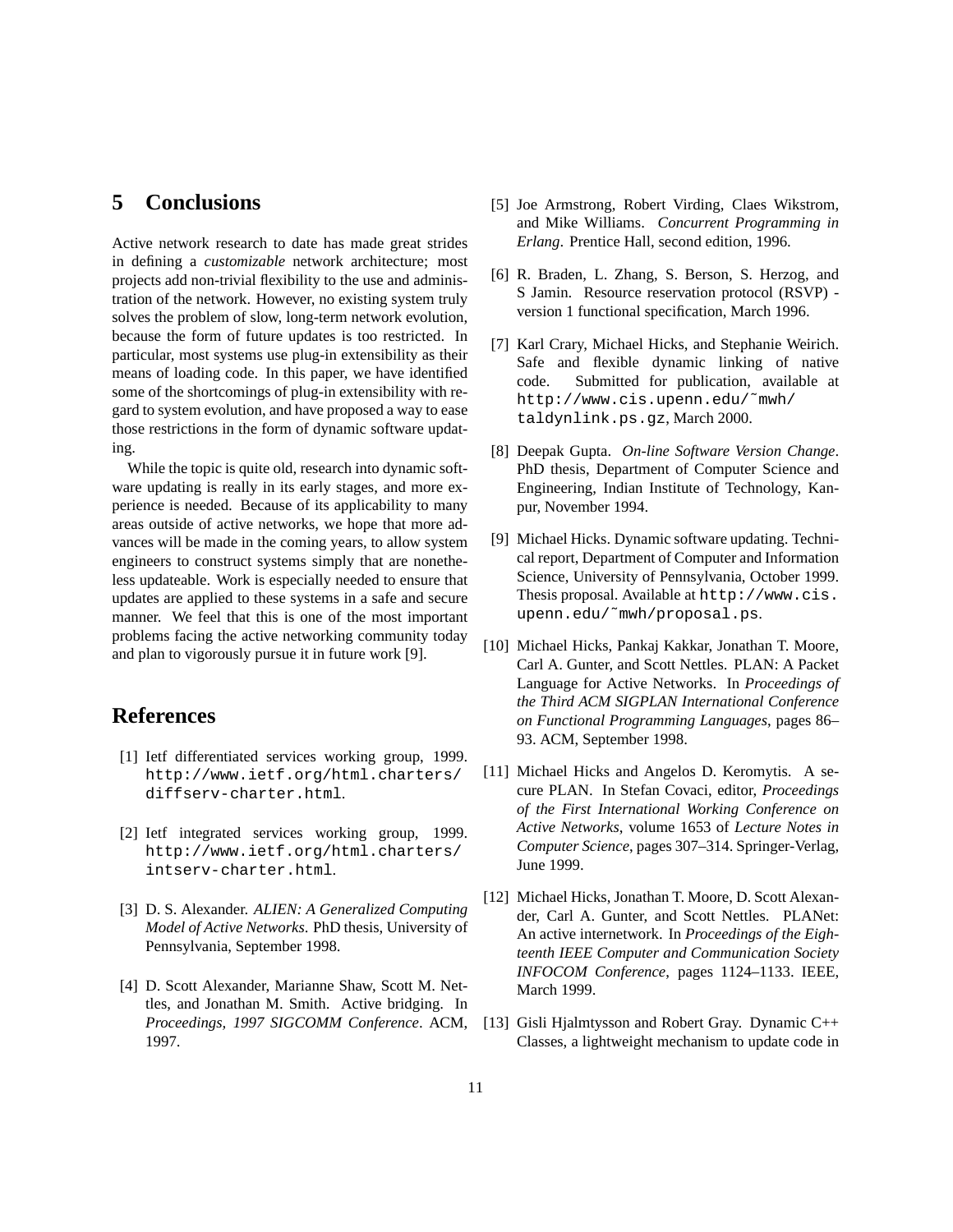# 5 Conclusions

Active network research to date has made great strides in defining a *customizable* network architecture; most projects add non-trivial flexibility to the use and administration of the network. However, no existing system truly solves the problem of slow, long-term network evolution, because the form of future updates is too restricted. In particular, most systems use plug-in extensibility as their means of loading code. In this paper, we have identified some of the shortcomings of plug-in extensibility with regard to system evolution, and have proposed a way to ease those restrictions in the form of dynamic software updating.

While the topic is quite old, research into dynamic software updating is really in its early stages, and more experience is needed. Because of its applicability to many areas outside of active networks, we hope that more advances will be made in the coming years, to allow system engineers to construct systems simply that are nonetheless updateable. Work is especially needed to ensure that updates are applied to these systems in a safe and secure manner. We feel that this is one of the most important problems facing the active networking community today and plan to vigorously pursue it in future work [9].

# References

[1] Ietf differentiated services working group, 1999. `http://www.ietf.org/html.charters/diffserv-charter.html`.

[2] Ietf integrated services working group, 1999. `http://www.ietf.org/html.charters/intserv-charter.html`.

[3] D. S. Alexander. *ALIEN: A Generalized Computing Model of Active Networks*. PhD thesis, University of Pennsylvania, September 1998.

[4] D. Scott Alexander, Marianne Shaw, Scott M. Nettles, and Jonathan M. Smith. Active bridging. In *Proceedings, 1997 SIGCOMM Conference*. ACM, 1997.

[5] Joe Armstrong, Robert Virding, Claes Wikstrom, and Mike Williams. *Concurrent Programming in Erlang*. Prentice Hall, second edition, 1996.

[6] R. Braden, L. Zhang, S. Berson, S. Herzog, and S Jamin. Resource reservation protocol (RSVP) - version 1 functional specification, March 1996.

[7] Karl Crary, Michael Hicks, and Stephanie Weirich. Safe and flexible dynamic linking of native code. Submitted for publication, available at `http://www.cis.upenn.edu/~mwh/taldynlink.ps.gz`, March 2000.

[8] Deepak Gupta. *On-line Software Version Change*. PhD thesis, Department of Computer Science and Engineering, Indian Institute of Technology, Kanpur, November 1994.

[9] Michael Hicks. Dynamic software updating. Technical report, Department of Computer and Information Science, University of Pennsylvania, October 1999. Thesis proposal. Available at `http://www.cis.upenn.edu/~mwh/proposal.ps`.

[10] Michael Hicks, Pankaj Kakkar, Jonathan T. Moore, Carl A. Gunter, and Scott Nettles. PLAN: A Packet Language for Active Networks. In *Proceedings of the Third ACM SIGPLAN International Conference on Functional Programming Languages*, pages 86–93. ACM, September 1998.

[11] Michael Hicks and Angelos D. Keromytis. A secure PLAN. In Stefan Covaci, editor, *Proceedings of the First International Working Conference on Active Networks*, volume 1653 of *Lecture Notes in Computer Science*, pages 307–314. Springer-Verlag, June 1999.

[12] Michael Hicks, Jonathan T. Moore, D. Scott Alexander, Carl A. Gunter, and Scott Nettles. PLANet: An active internetwork. In *Proceedings of the Eighteenth IEEE Computer and Communication Society INFOCOM Conference*, pages 1124–1133. IEEE, March 1999.

[13] Gisli Hjalmtysson and Robert Gray. Dynamic C++ Classes, a lightweight mechanism to update code in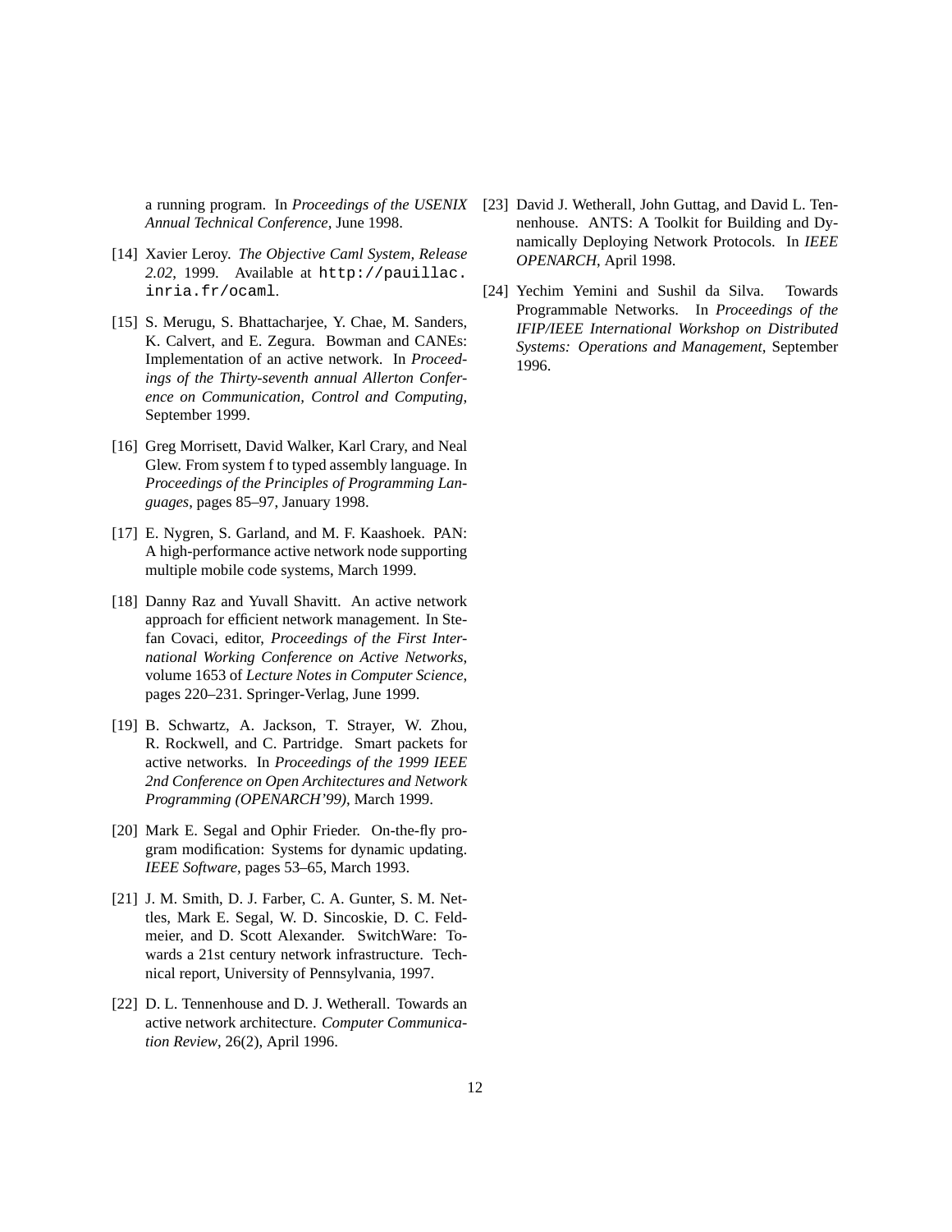a running program. In *Proceedings of the USENIX Annual Technical Conference*, June 1998.

[14] Xavier Leroy. *The Objective Caml System, Release 2.02*, 1999. Available at `http://pauillac.inria.fr/ocaml`.

[15] S. Merugu, S. Bhattacharjee, Y. Chae, M. Sanders, K. Calvert, and E. Zegura. Bowman and CANEs: Implementation of an active network. In *Proceedings of the Thirty-seventh annual Allerton Conference on Communication, Control and Computing*, September 1999.

[16] Greg Morrisett, David Walker, Karl Crary, and Neal Glew. From system f to typed assembly language. In *Proceedings of the Principles of Programming Languages*, pages 85–97, January 1998.

[17] E. Nygren, S. Garland, and M. F. Kaashoek. PAN: A high-performance active network node supporting multiple mobile code systems, March 1999.

[18] Danny Raz and Yuvall Shavitt. An active network approach for efficient network management. In Stefan Covaci, editor, *Proceedings of the First International Working Conference on Active Networks*, volume 1653 of *Lecture Notes in Computer Science*, pages 220–231. Springer-Verlag, June 1999.

[19] B. Schwartz, A. Jackson, T. Strayer, W. Zhou, R. Rockwell, and C. Partridge. Smart packets for active networks. In *Proceedings of the 1999 IEEE 2nd Conference on Open Architectures and Network Programming (OPENARCH'99)*, March 1999.

[20] Mark E. Segal and Ophir Frieder. On-the-fly program modification: Systems for dynamic updating. *IEEE Software*, pages 53–65, March 1993.

[21] J. M. Smith, D. J. Farber, C. A. Gunter, S. M. Nettles, Mark E. Segal, W. D. Sincoskie, D. C. Feldmeier, and D. Scott Alexander. SwitchWare: Towards a 21st century network infrastructure. Technical report, University of Pennsylvania, 1997.

[22] D. L. Tennenhouse and D. J. Wetherall. Towards an active network architecture. *Computer Communication Review*, 26(2), April 1996.

[23] David J. Wetherall, John Guttag, and David L. Tennenhouse. ANTS: A Toolkit for Building and Dynamically Deploying Network Protocols. In *IEEE OPENARCH*, April 1998.

[24] Yechim Yemini and Sushil da Silva. Towards Programmable Networks. In *Proceedings of the IFIP/IEEE International Workshop on Distributed Systems: Operations and Management*, September 1996.